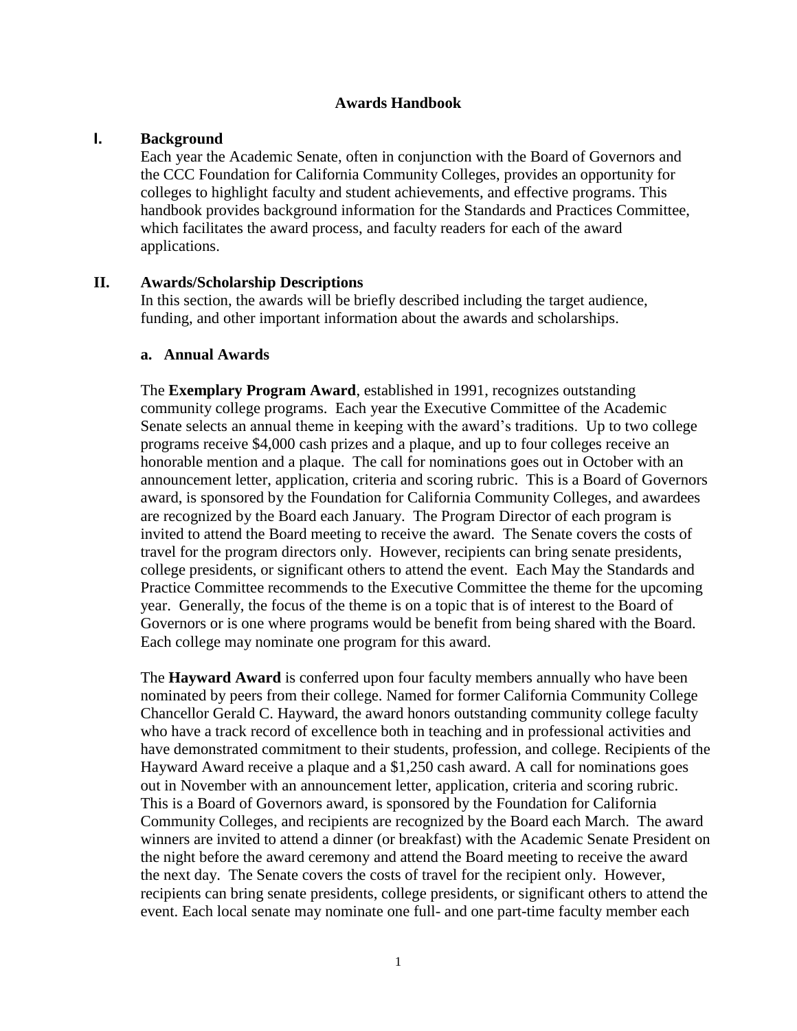# Awards Handbook

## I. Background

Each year the Academic Senate, often in conjunction with the Board of Governors and the CCC Foundation for California Community Colleges, provides an opportunity for colleges to highlight faculty and student achievements, and effective programs. This handbook provides background information for the Standards and Practices Committee, which facilitates the award process, and faculty readers for each of the award applications.

## II. Awards/Scholarship Descriptions

In this section, the awards will be briefly described including the target audience, funding, and other important information about the awards and scholarships.

### a. Annual Awards

The **Exemplary Program Award**, established in 1991, recognizes outstanding community college programs. Each year the Executive Committee of the Academic Senate selects an annual theme in keeping with the award's traditions. Up to two college programs receive $4,000 cash prizes and a plaque, and up to four colleges receive an honorable mention and a plaque. The call for nominations goes out in October with an announcement letter, application, criteria and scoring rubric. This is a Board of Governors award, is sponsored by the Foundation for California Community Colleges, and awardees are recognized by the Board each January. The Program Director of each program is invited to attend the Board meeting to receive the award. The Senate covers the costs of travel for the program directors only. However, recipients can bring senate presidents, college presidents, or significant others to attend the event. Each May the Standards and Practice Committee recommends to the Executive Committee the theme for the upcoming year. Generally, the focus of the theme is on a topic that is of interest to the Board of Governors or is one where programs would be benefit from being shared with the Board. Each college may nominate one program for this award.

The **Hayward Award** is conferred upon four faculty members annually who have been nominated by peers from their college. Named for former California Community College Chancellor Gerald C. Hayward, the award honors outstanding community college faculty who have a track record of excellence both in teaching and in professional activities and have demonstrated commitment to their students, profession, and college. Recipients of the Hayward Award receive a plaque and a $1,250 cash award. A call for nominations goes out in November with an announcement letter, application, criteria and scoring rubric. This is a Board of Governors award, is sponsored by the Foundation for California Community Colleges, and recipients are recognized by the Board each March. The award winners are invited to attend a dinner (or breakfast) with the Academic Senate President on the night before the award ceremony and attend the Board meeting to receive the award the next day. The Senate covers the costs of travel for the recipient only. However, recipients can bring senate presidents, college presidents, or significant others to attend the event. Each local senate may nominate one full- and one part-time faculty member each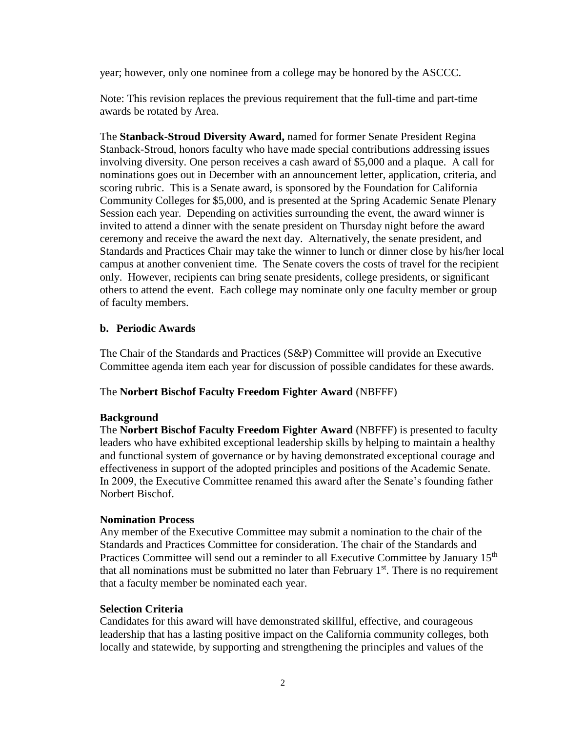year; however, only one nominee from a college may be honored by the ASCCC.

Note: This revision replaces the previous requirement that the full-time and part-time awards be rotated by Area.

The **Stanback-Stroud Diversity Award,** named for former Senate President Regina Stanback-Stroud, honors faculty who have made special contributions addressing issues involving diversity. One person receives a cash award of $5,000 and a plaque. A call for nominations goes out in December with an announcement letter, application, criteria, and scoring rubric. This is a Senate award, is sponsored by the Foundation for California Community Colleges for $5,000, and is presented at the Spring Academic Senate Plenary Session each year. Depending on activities surrounding the event, the award winner is invited to attend a dinner with the senate president on Thursday night before the award ceremony and receive the award the next day. Alternatively, the senate president, and Standards and Practices Chair may take the winner to lunch or dinner close by his/her local campus at another convenient time. The Senate covers the costs of travel for the recipient only. However, recipients can bring senate presidents, college presidents, or significant others to attend the event. Each college may nominate only one faculty member or group of faculty members.

### b. Periodic Awards

The Chair of the Standards and Practices (S&P) Committee will provide an Executive Committee agenda item each year for discussion of possible candidates for these awards.

The **Norbert Bischof Faculty Freedom Fighter Award** (NBFFF)

**Background**

The **Norbert Bischof Faculty Freedom Fighter Award** (NBFFF) is presented to faculty leaders who have exhibited exceptional leadership skills by helping to maintain a healthy and functional system of governance or by having demonstrated exceptional courage and effectiveness in support of the adopted principles and positions of the Academic Senate. In 2009, the Executive Committee renamed this award after the Senate's founding father Norbert Bischof.

**Nomination Process**

Any member of the Executive Committee may submit a nomination to the chair of the Standards and Practices Committee for consideration. The chair of the Standards and Practices Committee will send out a reminder to all Executive Committee by January 15th that all nominations must be submitted no later than February 1st. There is no requirement that a faculty member be nominated each year.

**Selection Criteria**

Candidates for this award will have demonstrated skillful, effective, and courageous leadership that has a lasting positive impact on the California community colleges, both locally and statewide, by supporting and strengthening the principles and values of the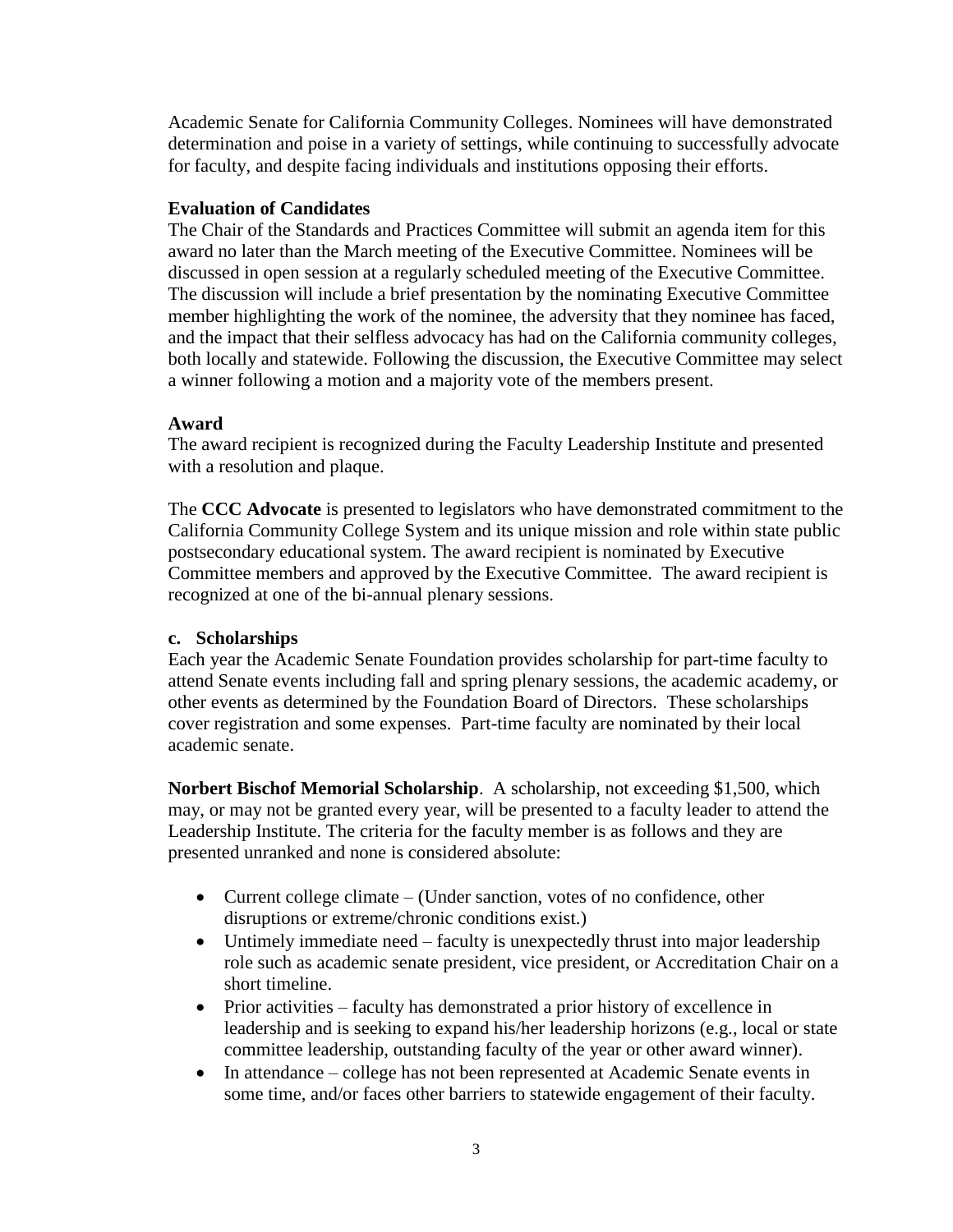Academic Senate for California Community Colleges. Nominees will have demonstrated determination and poise in a variety of settings, while continuing to successfully advocate for faculty, and despite facing individuals and institutions opposing their efforts.

**Evaluation of Candidates**
The Chair of the Standards and Practices Committee will submit an agenda item for this award no later than the March meeting of the Executive Committee. Nominees will be discussed in open session at a regularly scheduled meeting of the Executive Committee. The discussion will include a brief presentation by the nominating Executive Committee member highlighting the work of the nominee, the adversity that they nominee has faced, and the impact that their selfless advocacy has had on the California community colleges, both locally and statewide. Following the discussion, the Executive Committee may select a winner following a motion and a majority vote of the members present.

**Award**
The award recipient is recognized during the Faculty Leadership Institute and presented with a resolution and plaque.

The **CCC Advocate** is presented to legislators who have demonstrated commitment to the California Community College System and its unique mission and role within state public postsecondary educational system. The award recipient is nominated by Executive Committee members and approved by the Executive Committee. The award recipient is recognized at one of the bi-annual plenary sessions.

**c. Scholarships**
Each year the Academic Senate Foundation provides scholarship for part-time faculty to attend Senate events including fall and spring plenary sessions, the academic academy, or other events as determined by the Foundation Board of Directors. These scholarships cover registration and some expenses. Part-time faculty are nominated by their local academic senate.

**Norbert Bischof Memorial Scholarship**. A scholarship, not exceeding $1,500, which may, or may not be granted every year, will be presented to a faculty leader to attend the Leadership Institute. The criteria for the faculty member is as follows and they are presented unranked and none is considered absolute:

- Current college climate – (Under sanction, votes of no confidence, other disruptions or extreme/chronic conditions exist.)
- Untimely immediate need – faculty is unexpectedly thrust into major leadership role such as academic senate president, vice president, or Accreditation Chair on a short timeline.
- Prior activities – faculty has demonstrated a prior history of excellence in leadership and is seeking to expand his/her leadership horizons (e.g., local or state committee leadership, outstanding faculty of the year or other award winner).
- In attendance – college has not been represented at Academic Senate events in some time, and/or faces other barriers to statewide engagement of their faculty.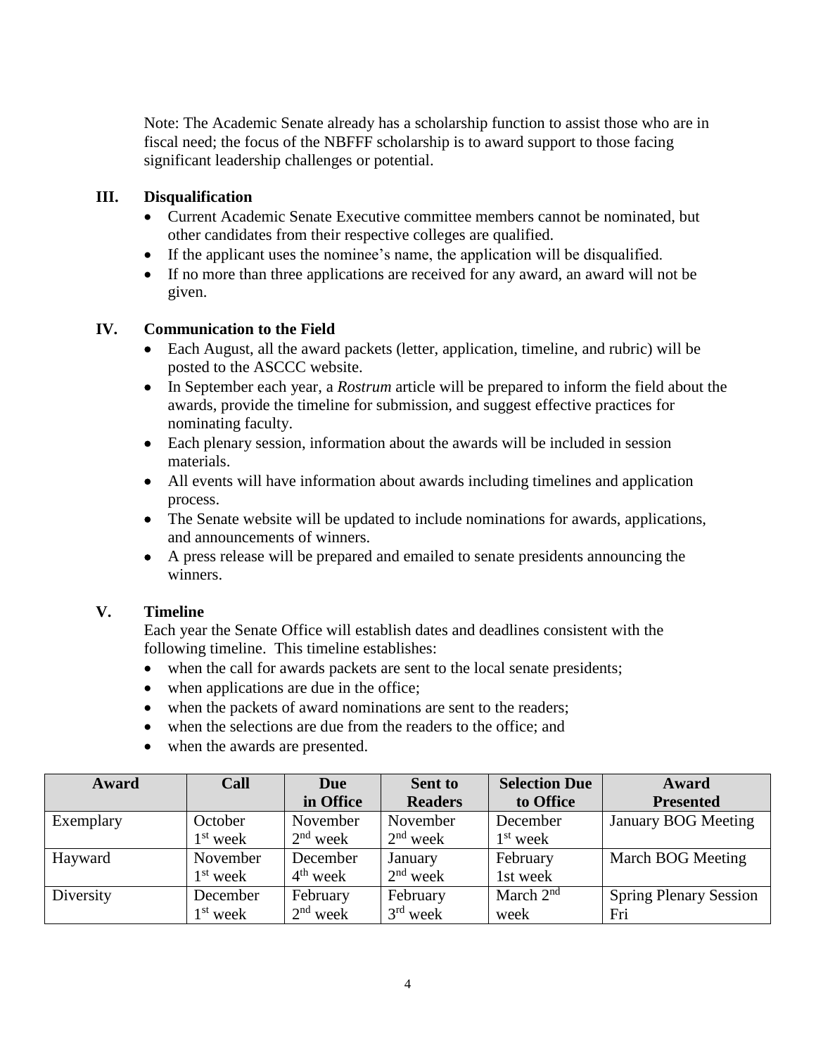Note: The Academic Senate already has a scholarship function to assist those who are in fiscal need; the focus of the NBFFF scholarship is to award support to those facing significant leadership challenges or potential.

## III. Disqualification

- Current Academic Senate Executive committee members cannot be nominated, but other candidates from their respective colleges are qualified.
- If the applicant uses the nominee's name, the application will be disqualified.
- If no more than three applications are received for any award, an award will not be given.

## IV. Communication to the Field

- Each August, all the award packets (letter, application, timeline, and rubric) will be posted to the ASCCC website.
- In September each year, a *Rostrum* article will be prepared to inform the field about the awards, provide the timeline for submission, and suggest effective practices for nominating faculty.
- Each plenary session, information about the awards will be included in session materials.
- All events will have information about awards including timelines and application process.
- The Senate website will be updated to include nominations for awards, applications, and announcements of winners.
- A press release will be prepared and emailed to senate presidents announcing the winners.

## V. Timeline

Each year the Senate Office will establish dates and deadlines consistent with the following timeline. This timeline establishes:

- when the call for awards packets are sent to the local senate presidents;
- when applications are due in the office;
- when the packets of award nominations are sent to the readers;
- when the selections are due from the readers to the office; and
- when the awards are presented.

| Award | Call | Due in Office | Sent to Readers | Selection Due to Office | Award Presented |
|---|---|---|---|---|---|
| Exemplary | October 1st week | November 2nd week | November 2nd week | December 1st week | January BOG Meeting |
| Hayward | November 1st week | December 4th week | January 2nd week | February 1st week | March BOG Meeting |
| Diversity | December 1st week | February 2nd week | February 3rd week | March 2nd week | Spring Plenary Session Fri |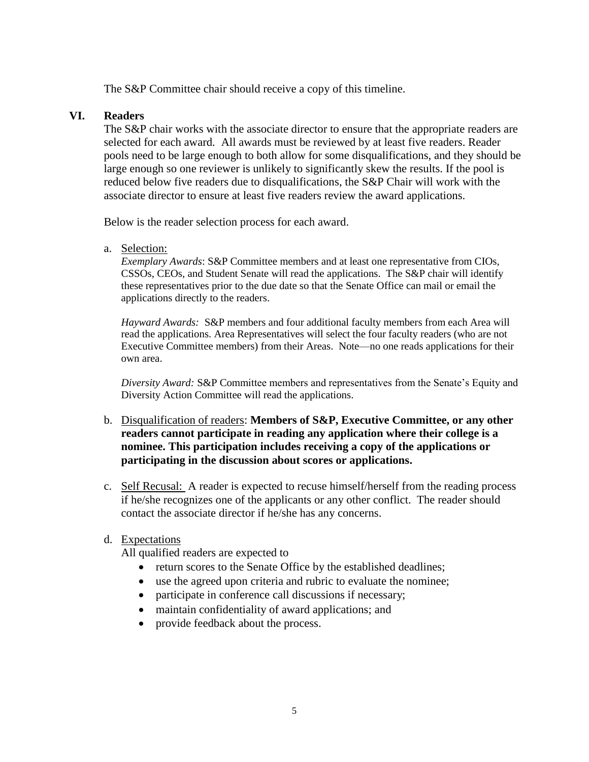The S&P Committee chair should receive a copy of this timeline.

## VI. Readers

The S&P chair works with the associate director to ensure that the appropriate readers are selected for each award. All awards must be reviewed by at least five readers. Reader pools need to be large enough to both allow for some disqualifications, and they should be large enough so one reviewer is unlikely to significantly skew the results. If the pool is reduced below five readers due to disqualifications, the S&P Chair will work with the associate director to ensure at least five readers review the award applications.

Below is the reader selection process for each award.

a. <u>Selection:</u>

   *Exemplary Awards*: S&P Committee members and at least one representative from CIOs, CSSOs, CEOs, and Student Senate will read the applications. The S&P chair will identify these representatives prior to the due date so that the Senate Office can mail or email the applications directly to the readers.

   *Hayward Awards:* S&P members and four additional faculty members from each Area will read the applications. Area Representatives will select the four faculty readers (who are not Executive Committee members) from their Areas. Note—no one reads applications for their own area.

   *Diversity Award:* S&P Committee members and representatives from the Senate's Equity and Diversity Action Committee will read the applications.

b. <u>Disqualification of readers</u>: **Members of S&P, Executive Committee, or any other readers cannot participate in reading any application where their college is a nominee. This participation includes receiving a copy of the applications or participating in the discussion about scores or applications.**

c. <u>Self Recusal:</u> A reader is expected to recuse himself/herself from the reading process if he/she recognizes one of the applicants or any other conflict. The reader should contact the associate director if he/she has any concerns.

d. <u>Expectations</u>

   All qualified readers are expected to

   - return scores to the Senate Office by the established deadlines;
   - use the agreed upon criteria and rubric to evaluate the nominee;
   - participate in conference call discussions if necessary;
   - maintain confidentiality of award applications; and
   - provide feedback about the process.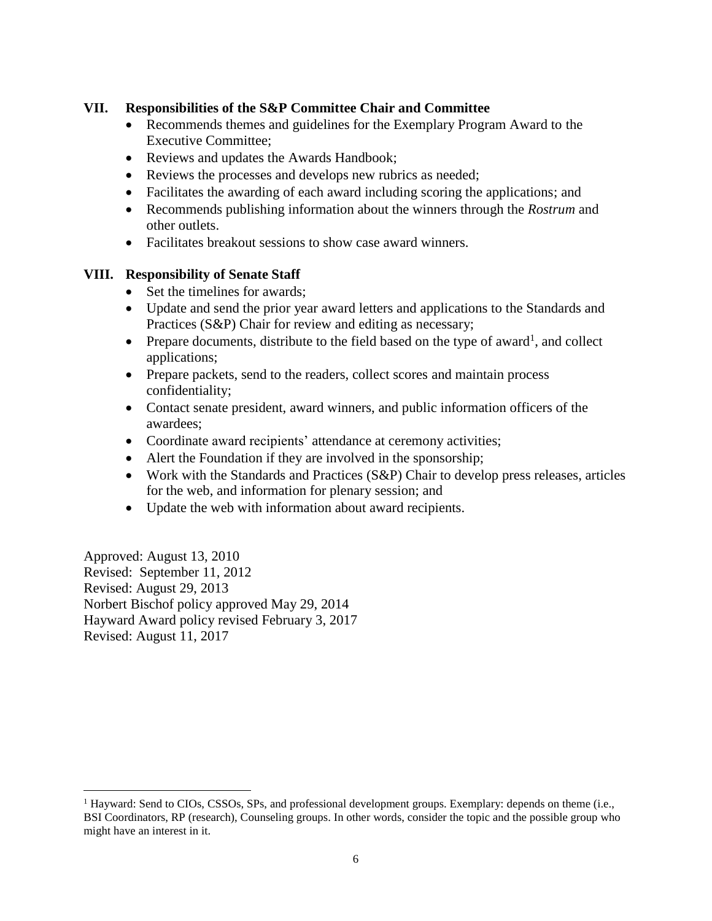## VII. Responsibilities of the S&P Committee Chair and Committee

- Recommends themes and guidelines for the Exemplary Program Award to the Executive Committee;
- Reviews and updates the Awards Handbook;
- Reviews the processes and develops new rubrics as needed;
- Facilitates the awarding of each award including scoring the applications; and
- Recommends publishing information about the winners through the *Rostrum* and other outlets.
- Facilitates breakout sessions to show case award winners.

## VIII. Responsibility of Senate Staff

- Set the timelines for awards;
- Update and send the prior year award letters and applications to the Standards and Practices (S&P) Chair for review and editing as necessary;
- Prepare documents, distribute to the field based on the type of award[1], and collect applications;
- Prepare packets, send to the readers, collect scores and maintain process confidentiality;
- Contact senate president, award winners, and public information officers of the awardees;
- Coordinate award recipients' attendance at ceremony activities;
- Alert the Foundation if they are involved in the sponsorship;
- Work with the Standards and Practices (S&P) Chair to develop press releases, articles for the web, and information for plenary session; and
- Update the web with information about award recipients.

Approved: August 13, 2010
Revised: September 11, 2012
Revised: August 29, 2013
Norbert Bischof policy approved May 29, 2014
Hayward Award policy revised February 3, 2017
Revised: August 11, 2017

---

[1] Hayward: Send to CIOs, CSSOs, SPs, and professional development groups. Exemplary: depends on theme (i.e., BSI Coordinators, RP (research), Counseling groups. In other words, consider the topic and the possible group who might have an interest in it.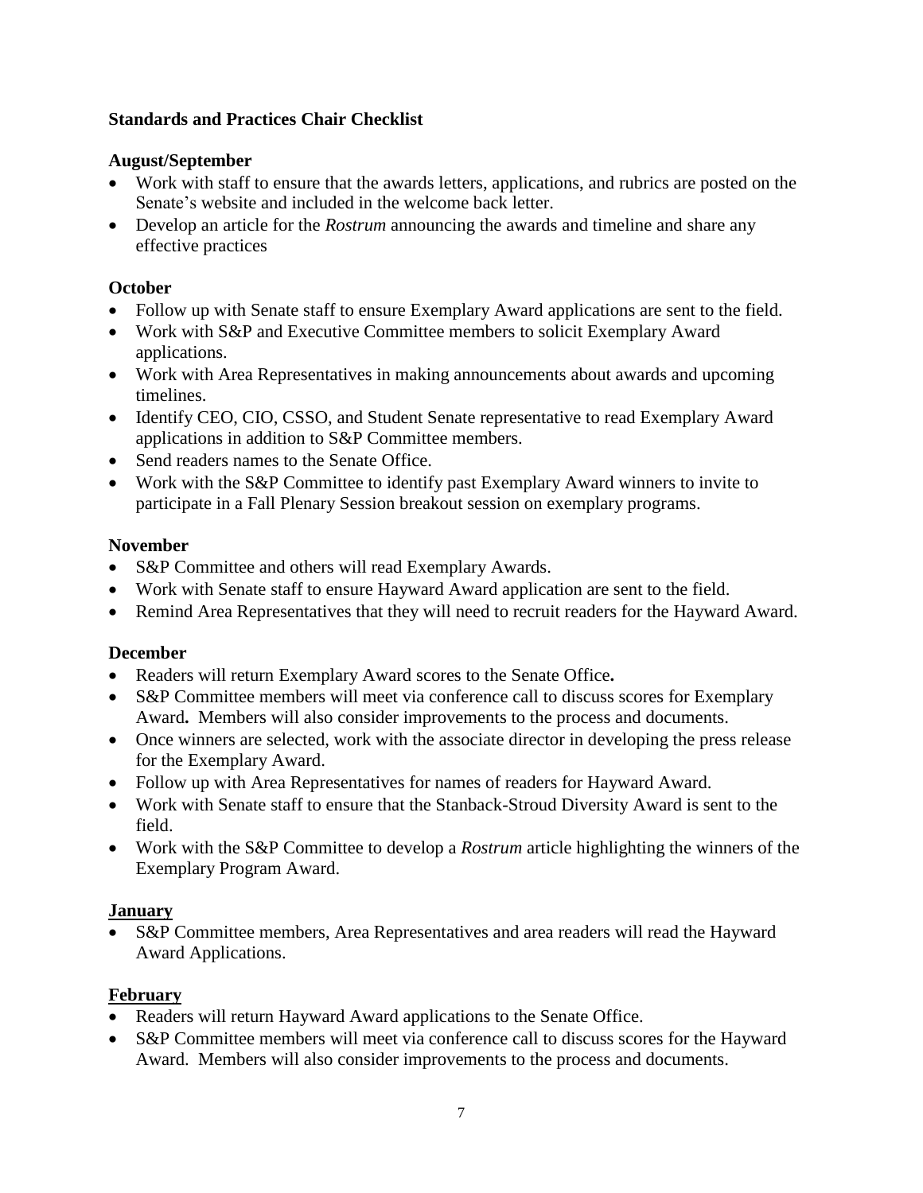**Standards and Practices Chair Checklist**

**August/September**

- Work with staff to ensure that the awards letters, applications, and rubrics are posted on the Senate's website and included in the welcome back letter.
- Develop an article for the *Rostrum* announcing the awards and timeline and share any effective practices

**October**

- Follow up with Senate staff to ensure Exemplary Award applications are sent to the field.
- Work with S&P and Executive Committee members to solicit Exemplary Award applications.
- Work with Area Representatives in making announcements about awards and upcoming timelines.
- Identify CEO, CIO, CSSO, and Student Senate representative to read Exemplary Award applications in addition to S&P Committee members.
- Send readers names to the Senate Office.
- Work with the S&P Committee to identify past Exemplary Award winners to invite to participate in a Fall Plenary Session breakout session on exemplary programs.

**November**

- S&P Committee and others will read Exemplary Awards.
- Work with Senate staff to ensure Hayward Award application are sent to the field.
- Remind Area Representatives that they will need to recruit readers for the Hayward Award.

**December**

- Readers will return Exemplary Award scores to the Senate Office**.**
- S&P Committee members will meet via conference call to discuss scores for Exemplary Award**.** Members will also consider improvements to the process and documents.
- Once winners are selected, work with the associate director in developing the press release for the Exemplary Award.
- Follow up with Area Representatives for names of readers for Hayward Award.
- Work with Senate staff to ensure that the Stanback-Stroud Diversity Award is sent to the field.
- Work with the S&P Committee to develop a *Rostrum* article highlighting the winners of the Exemplary Program Award.

**January**

- S&P Committee members, Area Representatives and area readers will read the Hayward Award Applications.

**February**

- Readers will return Hayward Award applications to the Senate Office.
- S&P Committee members will meet via conference call to discuss scores for the Hayward Award. Members will also consider improvements to the process and documents.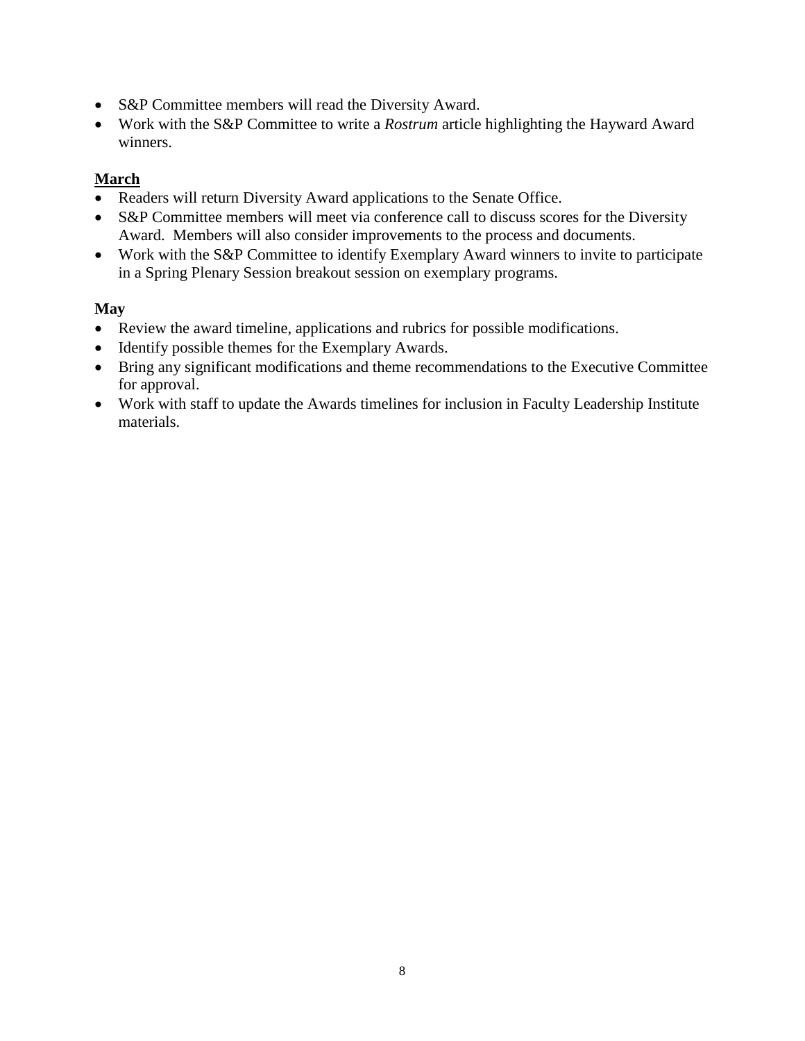- S&P Committee members will read the Diversity Award.
- Work with the S&P Committee to write a *Rostrum* article highlighting the Hayward Award winners.

**March**

- Readers will return Diversity Award applications to the Senate Office.
- S&P Committee members will meet via conference call to discuss scores for the Diversity Award. Members will also consider improvements to the process and documents.
- Work with the S&P Committee to identify Exemplary Award winners to invite to participate in a Spring Plenary Session breakout session on exemplary programs.

**May**

- Review the award timeline, applications and rubrics for possible modifications.
- Identify possible themes for the Exemplary Awards.
- Bring any significant modifications and theme recommendations to the Executive Committee for approval.
- Work with staff to update the Awards timelines for inclusion in Faculty Leadership Institute materials.